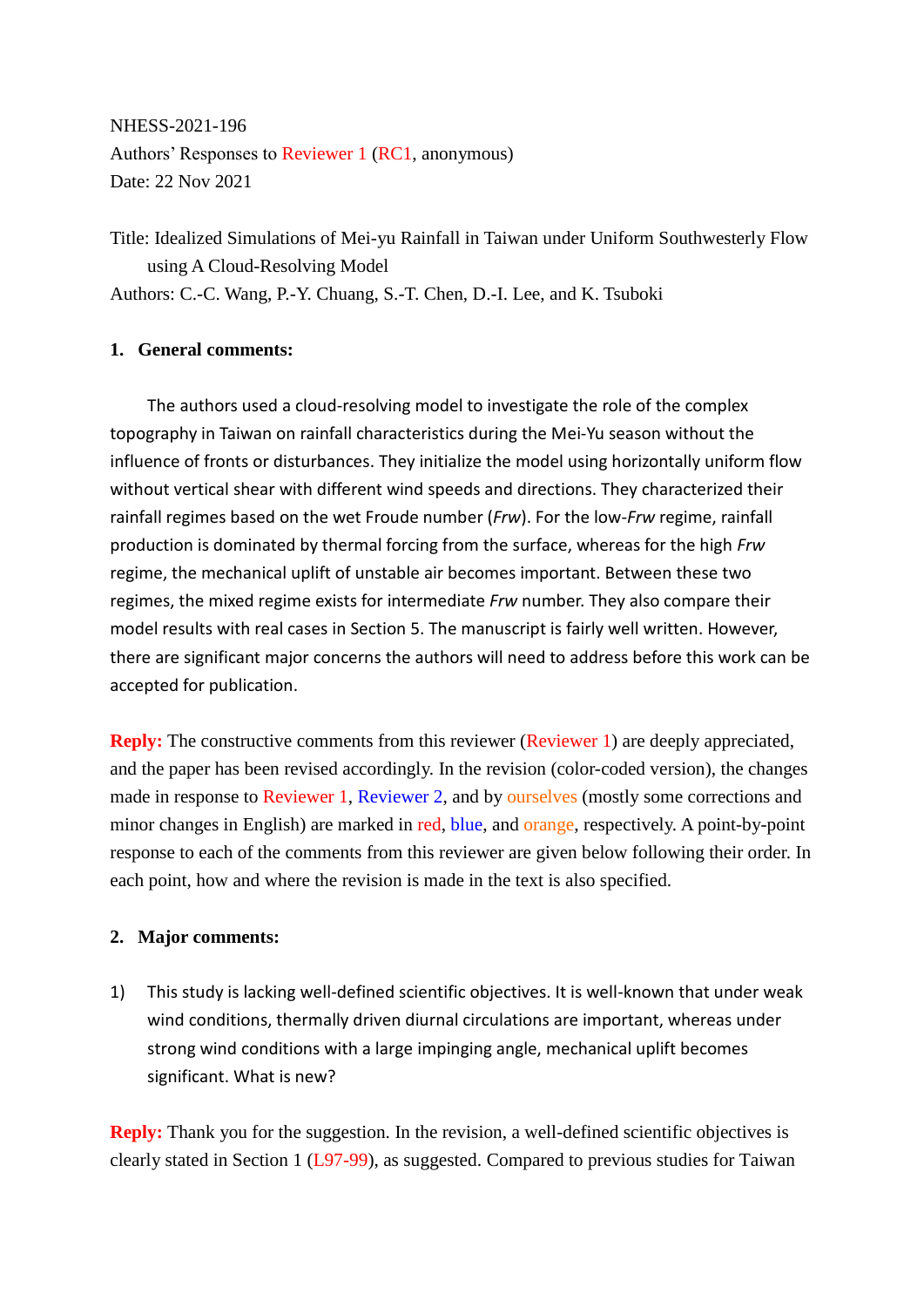NHESS-2021-196

Authors' Responses to Reviewer 1 (RC1, anonymous)

Date: 22 Nov 2021

Title: Idealized Simulations of Mei-yu Rainfall in Taiwan under Uniform Southwesterly Flow using A Cloud-Resolving Model

Authors: C.-C. Wang, P.-Y. Chuang, S.-T. Chen, D.-I. Lee, and K. Tsuboki

## 1. General comments:

The authors used a cloud-resolving model to investigate the role of the complex topography in Taiwan on rainfall characteristics during the Mei-Yu season without the influence of fronts or disturbances. They initialize the model using horizontally uniform flow without vertical shear with different wind speeds and directions. They characterized their rainfall regimes based on the wet Froude number (*Frw*). For the low-*Frw* regime, rainfall production is dominated by thermal forcing from the surface, whereas for the high *Frw* regime, the mechanical uplift of unstable air becomes important. Between these two regimes, the mixed regime exists for intermediate *Frw* number. They also compare their model results with real cases in Section 5. The manuscript is fairly well written. However, there are significant major concerns the authors will need to address before this work can be accepted for publication.

**Reply:** The constructive comments from this reviewer (Reviewer 1) are deeply appreciated, and the paper has been revised accordingly. In the revision (color-coded version), the changes made in response to Reviewer 1, Reviewer 2, and by ourselves (mostly some corrections and minor changes in English) are marked in red, blue, and orange, respectively. A point-by-point response to each of the comments from this reviewer are given below following their order. In each point, how and where the revision is made in the text is also specified.

## 2. Major comments:

1) This study is lacking well-defined scientific objectives. It is well-known that under weak wind conditions, thermally driven diurnal circulations are important, whereas under strong wind conditions with a large impinging angle, mechanical uplift becomes significant. What is new?

**Reply:** Thank you for the suggestion. In the revision, a well-defined scientific objectives is clearly stated in Section 1 (L97-99), as suggested. Compared to previous studies for Taiwan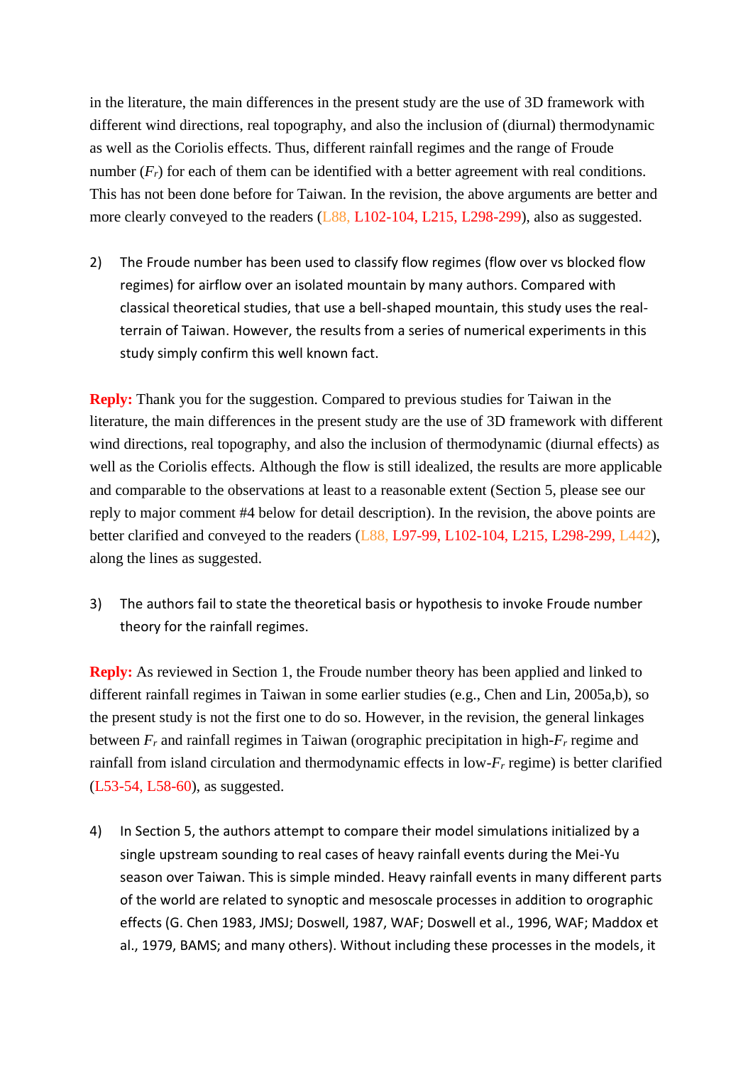in the literature, the main differences in the present study are the use of 3D framework with different wind directions, real topography, and also the inclusion of (diurnal) thermodynamic as well as the Coriolis effects. Thus, different rainfall regimes and the range of Froude number ($F_r$) for each of them can be identified with a better agreement with real conditions. This has not been done before for Taiwan. In the revision, the above arguments are better and more clearly conveyed to the readers (L88, L102-104, L215, L298-299), also as suggested.

2) The Froude number has been used to classify flow regimes (flow over vs blocked flow regimes) for airflow over an isolated mountain by many authors. Compared with classical theoretical studies, that use a bell-shaped mountain, this study uses the real-terrain of Taiwan. However, the results from a series of numerical experiments in this study simply confirm this well known fact.

**Reply:** Thank you for the suggestion. Compared to previous studies for Taiwan in the literature, the main differences in the present study are the use of 3D framework with different wind directions, real topography, and also the inclusion of thermodynamic (diurnal effects) as well as the Coriolis effects. Although the flow is still idealized, the results are more applicable and comparable to the observations at least to a reasonable extent (Section 5, please see our reply to major comment #4 below for detail description). In the revision, the above points are better clarified and conveyed to the readers (L88, L97-99, L102-104, L215, L298-299, L442), along the lines as suggested.

3) The authors fail to state the theoretical basis or hypothesis to invoke Froude number theory for the rainfall regimes.

**Reply:** As reviewed in Section 1, the Froude number theory has been applied and linked to different rainfall regimes in Taiwan in some earlier studies (e.g., Chen and Lin, 2005a,b), so the present study is not the first one to do so. However, in the revision, the general linkages between $F_r$ and rainfall regimes in Taiwan (orographic precipitation in high-$F_r$ regime and rainfall from island circulation and thermodynamic effects in low-$F_r$ regime) is better clarified (L53-54, L58-60), as suggested.

4) In Section 5, the authors attempt to compare their model simulations initialized by a single upstream sounding to real cases of heavy rainfall events during the Mei-Yu season over Taiwan. This is simple minded. Heavy rainfall events in many different parts of the world are related to synoptic and mesoscale processes in addition to orographic effects (G. Chen 1983, JMSJ; Doswell, 1987, WAF; Doswell et al., 1996, WAF; Maddox et al., 1979, BAMS; and many others). Without including these processes in the models, it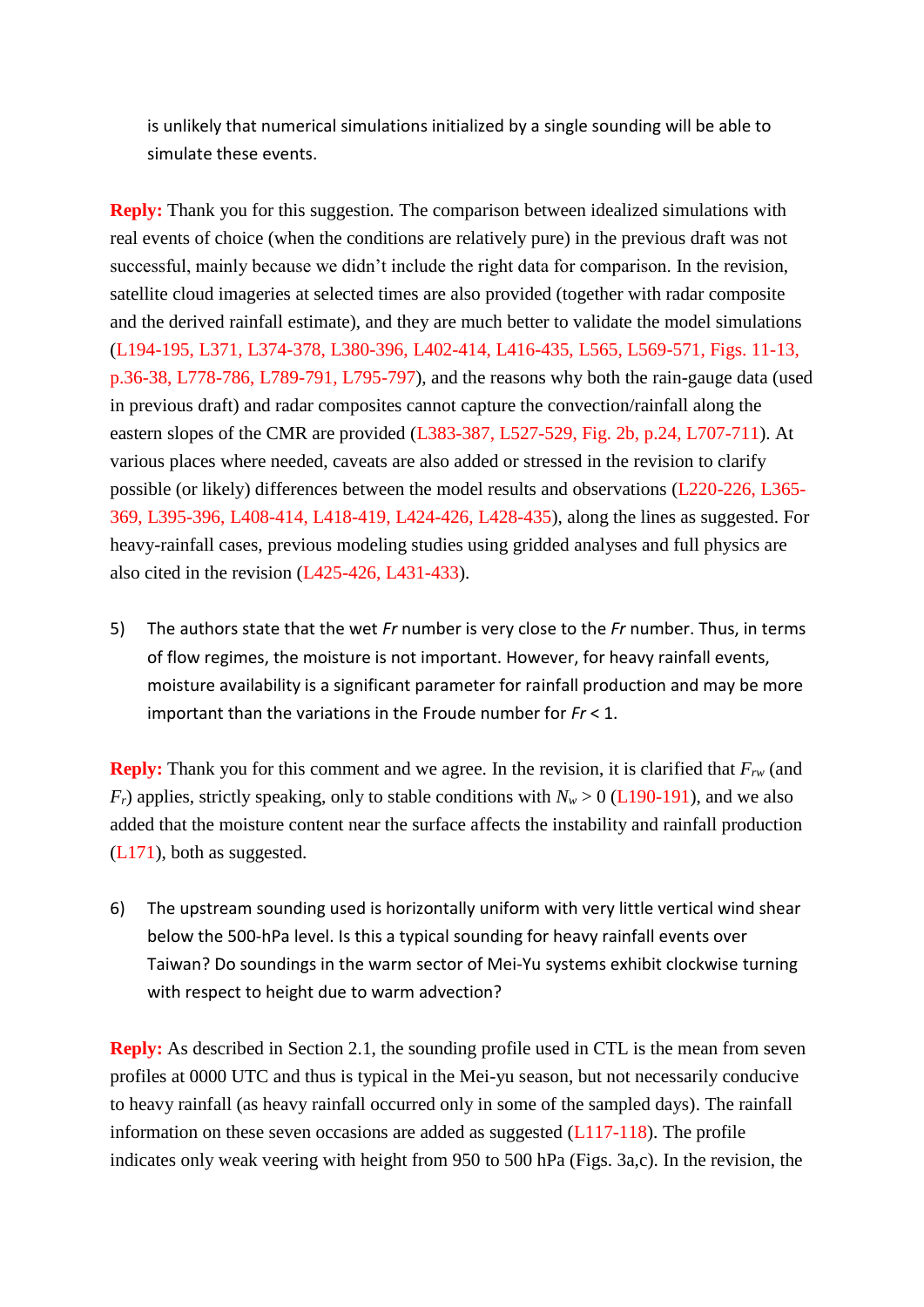is unlikely that numerical simulations initialized by a single sounding will be able to simulate these events.

**Reply:** Thank you for this suggestion. The comparison between idealized simulations with real events of choice (when the conditions are relatively pure) in the previous draft was not successful, mainly because we didn't include the right data for comparison. In the revision, satellite cloud imageries at selected times are also provided (together with radar composite and the derived rainfall estimate), and they are much better to validate the model simulations (L194-195, L371, L374-378, L380-396, L402-414, L416-435, L565, L569-571, Figs. 11-13, p.36-38, L778-786, L789-791, L795-797), and the reasons why both the rain-gauge data (used in previous draft) and radar composites cannot capture the convection/rainfall along the eastern slopes of the CMR are provided (L383-387, L527-529, Fig. 2b, p.24, L707-711). At various places where needed, caveats are also added or stressed in the revision to clarify possible (or likely) differences between the model results and observations (L220-226, L365-369, L395-396, L408-414, L418-419, L424-426, L428-435), along the lines as suggested. For heavy-rainfall cases, previous modeling studies using gridded analyses and full physics are also cited in the revision (L425-426, L431-433).

5) The authors state that the wet *Fr* number is very close to the *Fr* number. Thus, in terms of flow regimes, the moisture is not important. However, for heavy rainfall events, moisture availability is a significant parameter for rainfall production and may be more important than the variations in the Froude number for $Fr < 1$.

**Reply:** Thank you for this comment and we agree. In the revision, it is clarified that $F_{rw}$ (and $F_r$) applies, strictly speaking, only to stable conditions with $N_w > 0$ (L190-191), and we also added that the moisture content near the surface affects the instability and rainfall production (L171), both as suggested.

6) The upstream sounding used is horizontally uniform with very little vertical wind shear below the 500-hPa level. Is this a typical sounding for heavy rainfall events over Taiwan? Do soundings in the warm sector of Mei-Yu systems exhibit clockwise turning with respect to height due to warm advection?

**Reply:** As described in Section 2.1, the sounding profile used in CTL is the mean from seven profiles at 0000 UTC and thus is typical in the Mei-yu season, but not necessarily conducive to heavy rainfall (as heavy rainfall occurred only in some of the sampled days). The rainfall information on these seven occasions are added as suggested (L117-118). The profile indicates only weak veering with height from 950 to 500 hPa (Figs. 3a,c). In the revision, the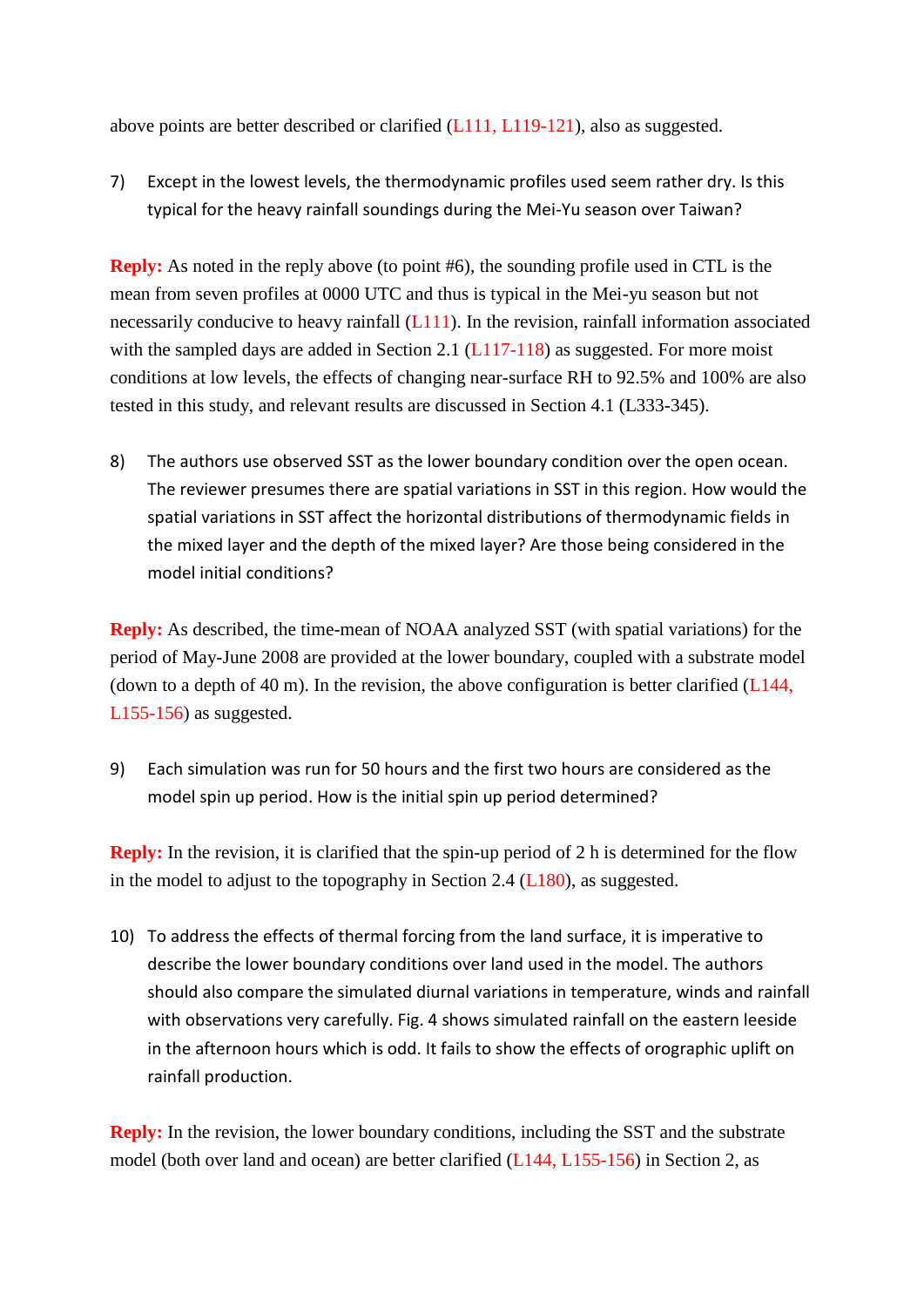above points are better described or clarified (L111, L119-121), also as suggested.

7) Except in the lowest levels, the thermodynamic profiles used seem rather dry. Is this typical for the heavy rainfall soundings during the Mei-Yu season over Taiwan?

**Reply:** As noted in the reply above (to point #6), the sounding profile used in CTL is the mean from seven profiles at 0000 UTC and thus is typical in the Mei-yu season but not necessarily conducive to heavy rainfall (L111). In the revision, rainfall information associated with the sampled days are added in Section 2.1 (L117-118) as suggested. For more moist conditions at low levels, the effects of changing near-surface RH to 92.5% and 100% are also tested in this study, and relevant results are discussed in Section 4.1 (L333-345).

8) The authors use observed SST as the lower boundary condition over the open ocean. The reviewer presumes there are spatial variations in SST in this region. How would the spatial variations in SST affect the horizontal distributions of thermodynamic fields in the mixed layer and the depth of the mixed layer? Are those being considered in the model initial conditions?

**Reply:** As described, the time-mean of NOAA analyzed SST (with spatial variations) for the period of May-June 2008 are provided at the lower boundary, coupled with a substrate model (down to a depth of 40 m). In the revision, the above configuration is better clarified (L144, L155-156) as suggested.

9) Each simulation was run for 50 hours and the first two hours are considered as the model spin up period. How is the initial spin up period determined?

**Reply:** In the revision, it is clarified that the spin-up period of 2 h is determined for the flow in the model to adjust to the topography in Section 2.4 (L180), as suggested.

10) To address the effects of thermal forcing from the land surface, it is imperative to describe the lower boundary conditions over land used in the model. The authors should also compare the simulated diurnal variations in temperature, winds and rainfall with observations very carefully. Fig. 4 shows simulated rainfall on the eastern leeside in the afternoon hours which is odd. It fails to show the effects of orographic uplift on rainfall production.

**Reply:** In the revision, the lower boundary conditions, including the SST and the substrate model (both over land and ocean) are better clarified (L144, L155-156) in Section 2, as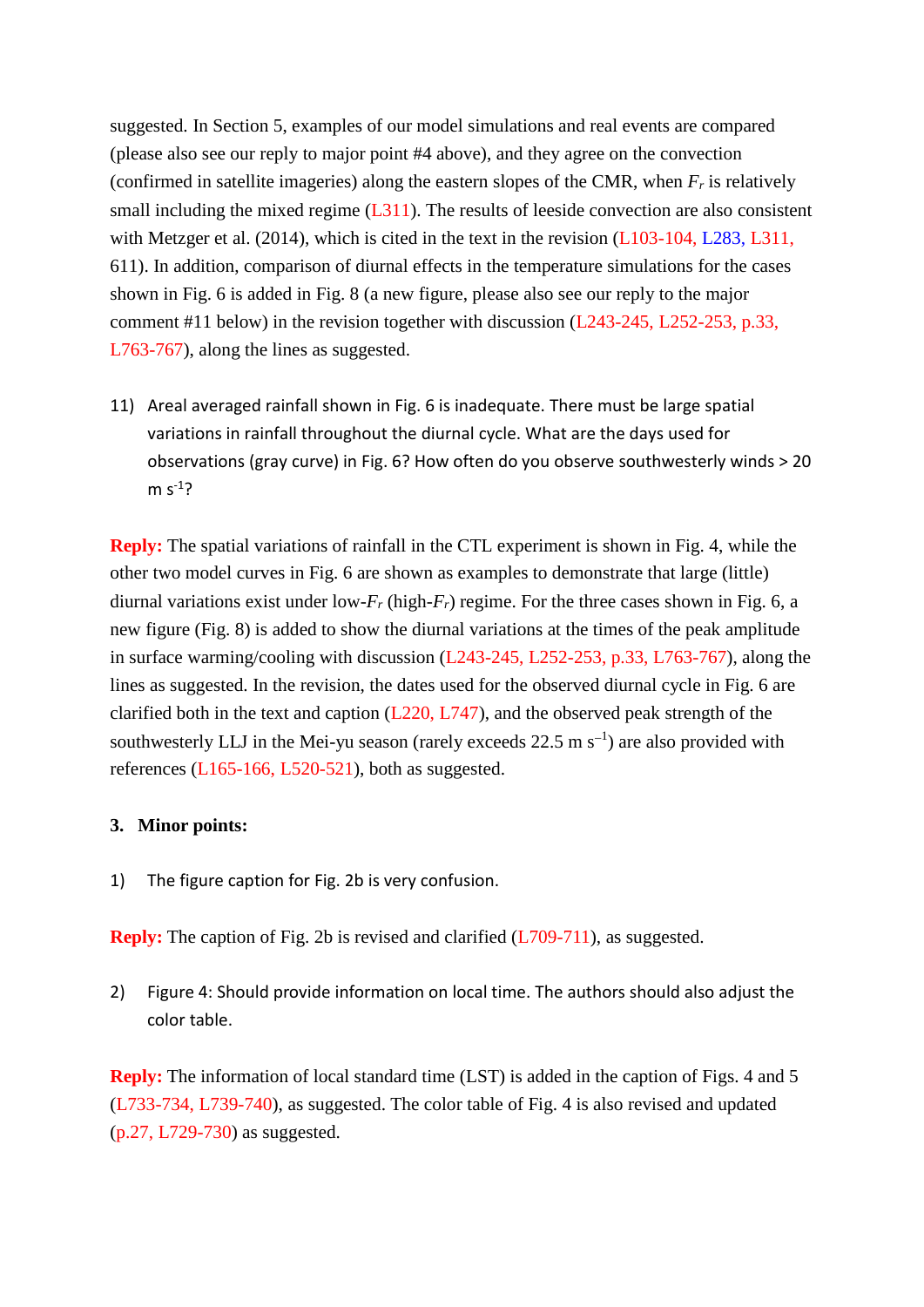suggested. In Section 5, examples of our model simulations and real events are compared (please also see our reply to major point #4 above), and they agree on the convection (confirmed in satellite imageries) along the eastern slopes of the CMR, when $F_r$ is relatively small including the mixed regime (L311). The results of leeside convection are also consistent with Metzger et al. (2014), which is cited in the text in the revision (L103-104, L283, L311, 611). In addition, comparison of diurnal effects in the temperature simulations for the cases shown in Fig. 6 is added in Fig. 8 (a new figure, please also see our reply to the major comment #11 below) in the revision together with discussion (L243-245, L252-253, p.33, L763-767), along the lines as suggested.

11) Areal averaged rainfall shown in Fig. 6 is inadequate. There must be large spatial variations in rainfall throughout the diurnal cycle. What are the days used for observations (gray curve) in Fig. 6? How often do you observe southwesterly winds > 20 m s$^{-1}$?

**Reply:** The spatial variations of rainfall in the CTL experiment is shown in Fig. 4, while the other two model curves in Fig. 6 are shown as examples to demonstrate that large (little) diurnal variations exist under low-$F_r$ (high-$F_r$) regime. For the three cases shown in Fig. 6, a new figure (Fig. 8) is added to show the diurnal variations at the times of the peak amplitude in surface warming/cooling with discussion (L243-245, L252-253, p.33, L763-767), along the lines as suggested. In the revision, the dates used for the observed diurnal cycle in Fig. 6 are clarified both in the text and caption (L220, L747), and the observed peak strength of the southwesterly LLJ in the Mei-yu season (rarely exceeds 22.5 m s$^{-1}$) are also provided with references (L165-166, L520-521), both as suggested.

## 3. Minor points:

1) The figure caption for Fig. 2b is very confusion.

**Reply:** The caption of Fig. 2b is revised and clarified (L709-711), as suggested.

2) Figure 4: Should provide information on local time. The authors should also adjust the color table.

**Reply:** The information of local standard time (LST) is added in the caption of Figs. 4 and 5 (L733-734, L739-740), as suggested. The color table of Fig. 4 is also revised and updated (p.27, L729-730) as suggested.